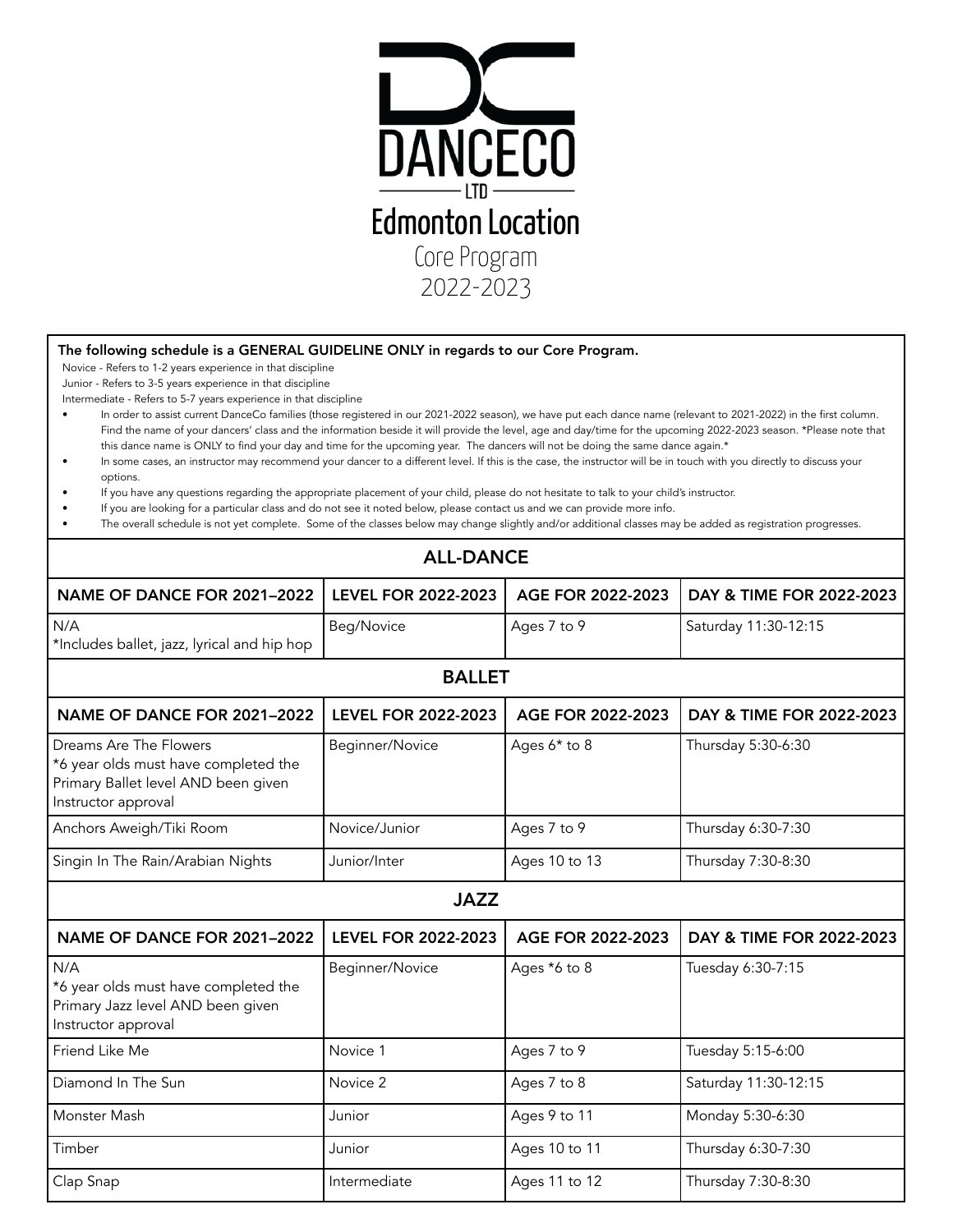# DANCECO

LTD

## Edmonton Location

Core Program

2022-2023

**The following schedule is a GENERAL GUIDELINE ONLY in regards to our Core Program.**

Novice - Refers to 1-2 years experience in that discipline

Junior - Refers to 3-5 years experience in that discipline

Intermediate - Refers to 5-7 years experience in that discipline

- In order to assist current DanceCo families (those registered in our 2021-2022 season), we have put each dance name (relevant to 2021-2022) in the first column. Find the name of your dancers' class and the information beside it will provide the level, age and day/time for the upcoming 2022-2023 season. *Please note that this dance name is ONLY to find your day and time for the upcoming year. The dancers will not be doing the same dance again.*
- In some cases, an instructor may recommend your dancer to a different level. If this is the case, the instructor will be in touch with you directly to discuss your options.
- If you have any questions regarding the appropriate placement of your child, please do not hesitate to talk to your child's instructor.
- If you are looking for a particular class and do not see it noted below, please contact us and we can provide more info.
- The overall schedule is not yet complete. Some of the classes below may change slightly and/or additional classes may be added as registration progresses.

## ALL-DANCE

| NAME OF DANCE FOR 2021–2022 | LEVEL FOR 2022-2023 | AGE FOR 2022-2023 | DAY & TIME FOR 2022-2023 |
|---|---|---|---|
| N/A *Includes ballet, jazz, lyrical and hip hop | Beg/Novice | Ages 7 to 9 | Saturday 11:30-12:15 |

## BALLET

| NAME OF DANCE FOR 2021–2022 | LEVEL FOR 2022-2023 | AGE FOR 2022-2023 | DAY & TIME FOR 2022-2023 |
|---|---|---|---|
| Dreams Are The Flowers *6 year olds must have completed the Primary Ballet level AND been given Instructor approval | Beginner/Novice | Ages 6* to 8 | Thursday 5:30-6:30 |
| Anchors Aweigh/Tiki Room | Novice/Junior | Ages 7 to 9 | Thursday 6:30-7:30 |
| Singin In The Rain/Arabian Nights | Junior/Inter | Ages 10 to 13 | Thursday 7:30-8:30 |

## JAZZ

| NAME OF DANCE FOR 2021–2022 | LEVEL FOR 2022-2023 | AGE FOR 2022-2023 | DAY & TIME FOR 2022-2023 |
|---|---|---|---|
| N/A *6 year olds must have completed the Primary Jazz level AND been given Instructor approval | Beginner/Novice | Ages *6 to 8 | Tuesday 6:30-7:15 |
| Friend Like Me | Novice 1 | Ages 7 to 9 | Tuesday 5:15-6:00 |
| Diamond In The Sun | Novice 2 | Ages 7 to 8 | Saturday 11:30-12:15 |
| Monster Mash | Junior | Ages 9 to 11 | Monday 5:30-6:30 |
| Timber | Junior | Ages 10 to 11 | Thursday 6:30-7:30 |
| Clap Snap | Intermediate | Ages 11 to 12 | Thursday 7:30-8:30 |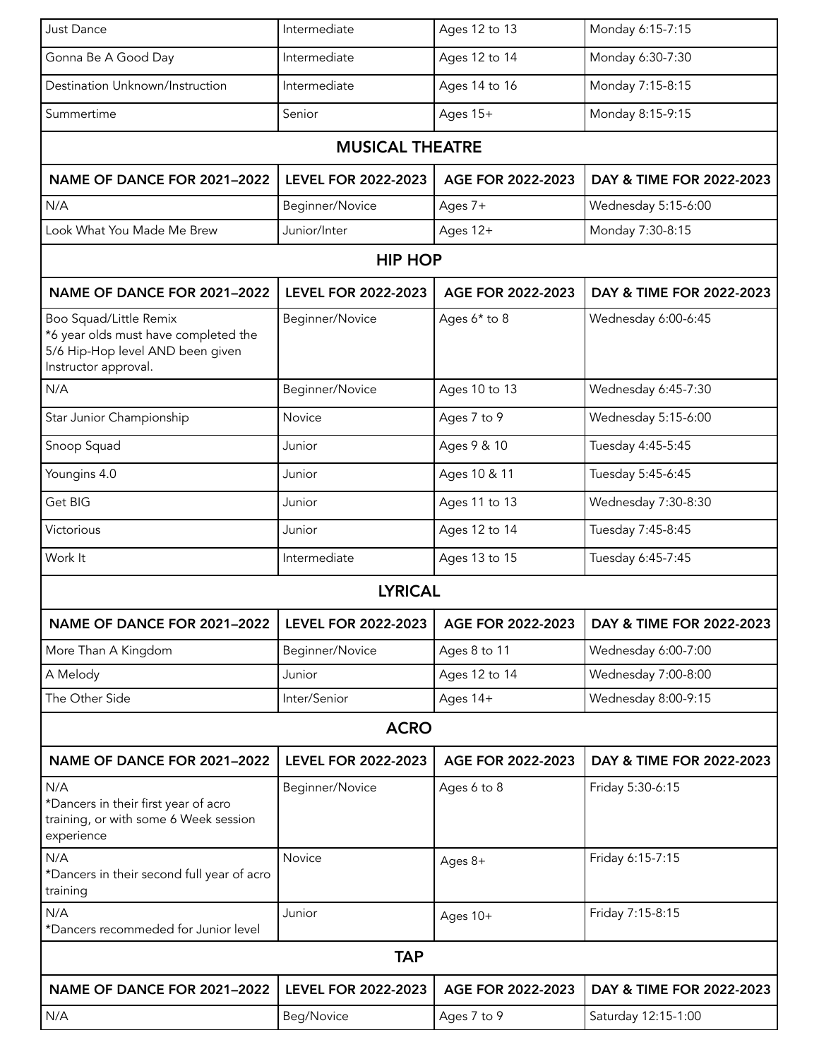| Just Dance | Intermediate | Ages 12 to 13 | Monday 6:15-7:15 |
|---|---|---|---|
| Gonna Be A Good Day | Intermediate | Ages 12 to 14 | Monday 6:30-7:30 |
| Destination Unknown/Instruction | Intermediate | Ages 14 to 16 | Monday 7:15-8:15 |
| Summertime | Senior | Ages 15+ | Monday 8:15-9:15 |

## MUSICAL THEATRE

| NAME OF DANCE FOR 2021–2022 | LEVEL FOR 2022-2023 | AGE FOR 2022-2023 | DAY & TIME FOR 2022-2023 |
|---|---|---|---|
| N/A | Beginner/Novice | Ages 7+ | Wednesday 5:15-6:00 |
| Look What You Made Me Brew | Junior/Inter | Ages 12+ | Monday 7:30-8:15 |

## HIP HOP

| NAME OF DANCE FOR 2021–2022 | LEVEL FOR 2022-2023 | AGE FOR 2022-2023 | DAY & TIME FOR 2022-2023 |
|---|---|---|---|
| Boo Squad/Little Remix *6 year olds must have completed the 5/6 Hip-Hop level AND been given Instructor approval. | Beginner/Novice | Ages 6* to 8 | Wednesday 6:00-6:45 |
| N/A | Beginner/Novice | Ages 10 to 13 | Wednesday 6:45-7:30 |
| Star Junior Championship | Novice | Ages 7 to 9 | Wednesday 5:15-6:00 |
| Snoop Squad | Junior | Ages 9 & 10 | Tuesday 4:45-5:45 |
| Youngins 4.0 | Junior | Ages 10 & 11 | Tuesday 5:45-6:45 |
| Get BIG | Junior | Ages 11 to 13 | Wednesday 7:30-8:30 |
| Victorious | Junior | Ages 12 to 14 | Tuesday 7:45-8:45 |
| Work It | Intermediate | Ages 13 to 15 | Tuesday 6:45-7:45 |

## LYRICAL

| NAME OF DANCE FOR 2021–2022 | LEVEL FOR 2022-2023 | AGE FOR 2022-2023 | DAY & TIME FOR 2022-2023 |
|---|---|---|---|
| More Than A Kingdom | Beginner/Novice | Ages 8 to 11 | Wednesday 6:00-7:00 |
| A Melody | Junior | Ages 12 to 14 | Wednesday 7:00-8:00 |
| The Other Side | Inter/Senior | Ages 14+ | Wednesday 8:00-9:15 |

## ACRO

| NAME OF DANCE FOR 2021–2022 | LEVEL FOR 2022-2023 | AGE FOR 2022-2023 | DAY & TIME FOR 2022-2023 |
|---|---|---|---|
| N/A *Dancers in their first year of acro training, or with some 6 Week session experience | Beginner/Novice | Ages 6 to 8 | Friday 5:30-6:15 |
| N/A *Dancers in their second full year of acro training | Novice | Ages 8+ | Friday 6:15-7:15 |
| N/A *Dancers recommeded for Junior level | Junior | Ages 10+ | Friday 7:15-8:15 |

## TAP

| NAME OF DANCE FOR 2021–2022 | LEVEL FOR 2022-2023 | AGE FOR 2022-2023 | DAY & TIME FOR 2022-2023 |
|---|---|---|---|
| N/A | Beg/Novice | Ages 7 to 9 | Saturday 12:15-1:00 |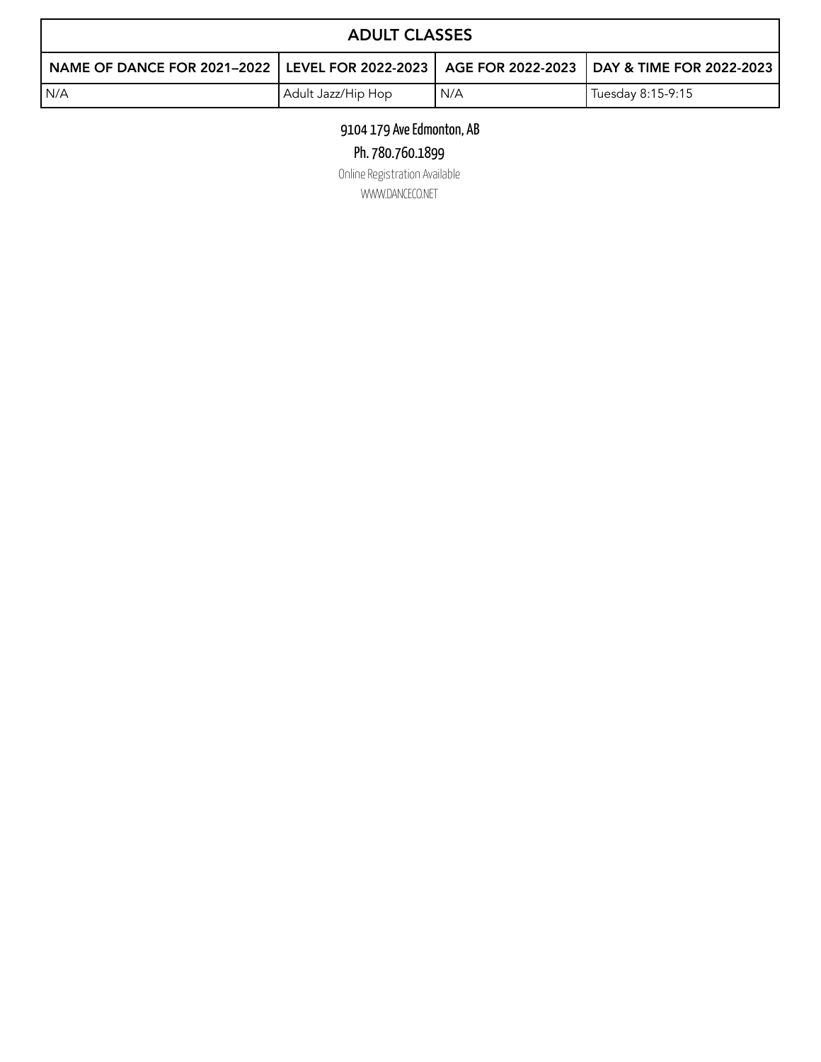| ADULT CLASSES | | | |
|---|---|---|---|
| NAME OF DANCE FOR 2021–2022 | LEVEL FOR 2022-2023 | AGE FOR 2022-2023 | DAY & TIME FOR 2022-2023 |
| N/A | Adult Jazz/Hip Hop | N/A | Tuesday 8:15-9:15 |

9104 179 Ave Edmonton, AB

Ph. 780.760.1899

Online Registration Available

WWW.DANCECO.NET